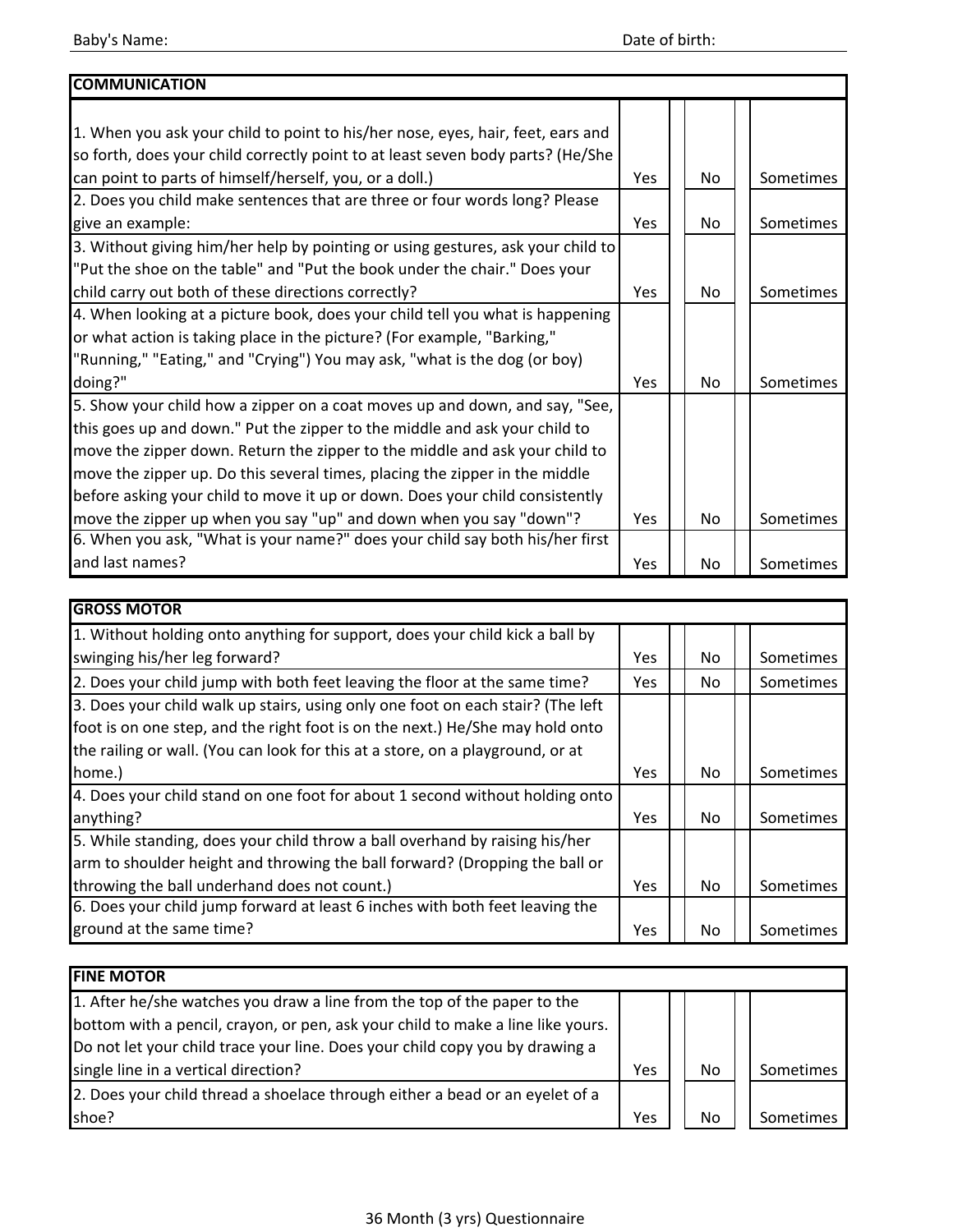Baby's Name: Date of birth:

| COMMUNICATION | | | |
|---|---|---|---|
| 1. When you ask your child to point to his/her nose, eyes, hair, feet, ears and so forth, does your child correctly point to at least seven body parts? (He/She can point to parts of himself/herself, you, or a doll.) | Yes | No | Sometimes |
| 2. Does you child make sentences that are three or four words long? Please give an example: | Yes | No | Sometimes |
| 3. Without giving him/her help by pointing or using gestures, ask your child to "Put the shoe on the table" and "Put the book under the chair." Does your child carry out both of these directions correctly? | Yes | No | Sometimes |
| 4. When looking at a picture book, does your child tell you what is happening or what action is taking place in the picture? (For example, "Barking," "Running," "Eating," and "Crying") You may ask, "what is the dog (or boy) doing?" | Yes | No | Sometimes |
| 5. Show your child how a zipper on a coat moves up and down, and say, "See, this goes up and down." Put the zipper to the middle and ask your child to move the zipper down. Return the zipper to the middle and ask your child to move the zipper up. Do this several times, placing the zipper in the middle before asking your child to move it up or down. Does your child consistently move the zipper up when you say "up" and down when you say "down"? | Yes | No | Sometimes |
| 6. When you ask, "What is your name?" does your child say both his/her first and last names? | Yes | No | Sometimes |

| GROSS MOTOR | | | |
|---|---|---|---|
| 1. Without holding onto anything for support, does your child kick a ball by swinging his/her leg forward? | Yes | No | Sometimes |
| 2. Does your child jump with both feet leaving the floor at the same time? | Yes | No | Sometimes |
| 3. Does your child walk up stairs, using only one foot on each stair? (The left foot is on one step, and the right foot is on the next.) He/She may hold onto the railing or wall. (You can look for this at a store, on a playground, or at home.) | Yes | No | Sometimes |
| 4. Does your child stand on one foot for about 1 second without holding onto anything? | Yes | No | Sometimes |
| 5. While standing, does your child throw a ball overhand by raising his/her arm to shoulder height and throwing the ball forward? (Dropping the ball or throwing the ball underhand does not count.) | Yes | No | Sometimes |
| 6. Does your child jump forward at least 6 inches with both feet leaving the ground at the same time? | Yes | No | Sometimes |

| FINE MOTOR | | | |
|---|---|---|---|
| 1. After he/she watches you draw a line from the top of the paper to the bottom with a pencil, crayon, or pen, ask your child to make a line like yours. Do not let your child trace your line. Does your child copy you by drawing a single line in a vertical direction? | Yes | No | Sometimes |
| 2. Does your child thread a shoelace through either a bead or an eyelet of a shoe? | Yes | No | Sometimes |

36 Month (3 yrs) Questionnaire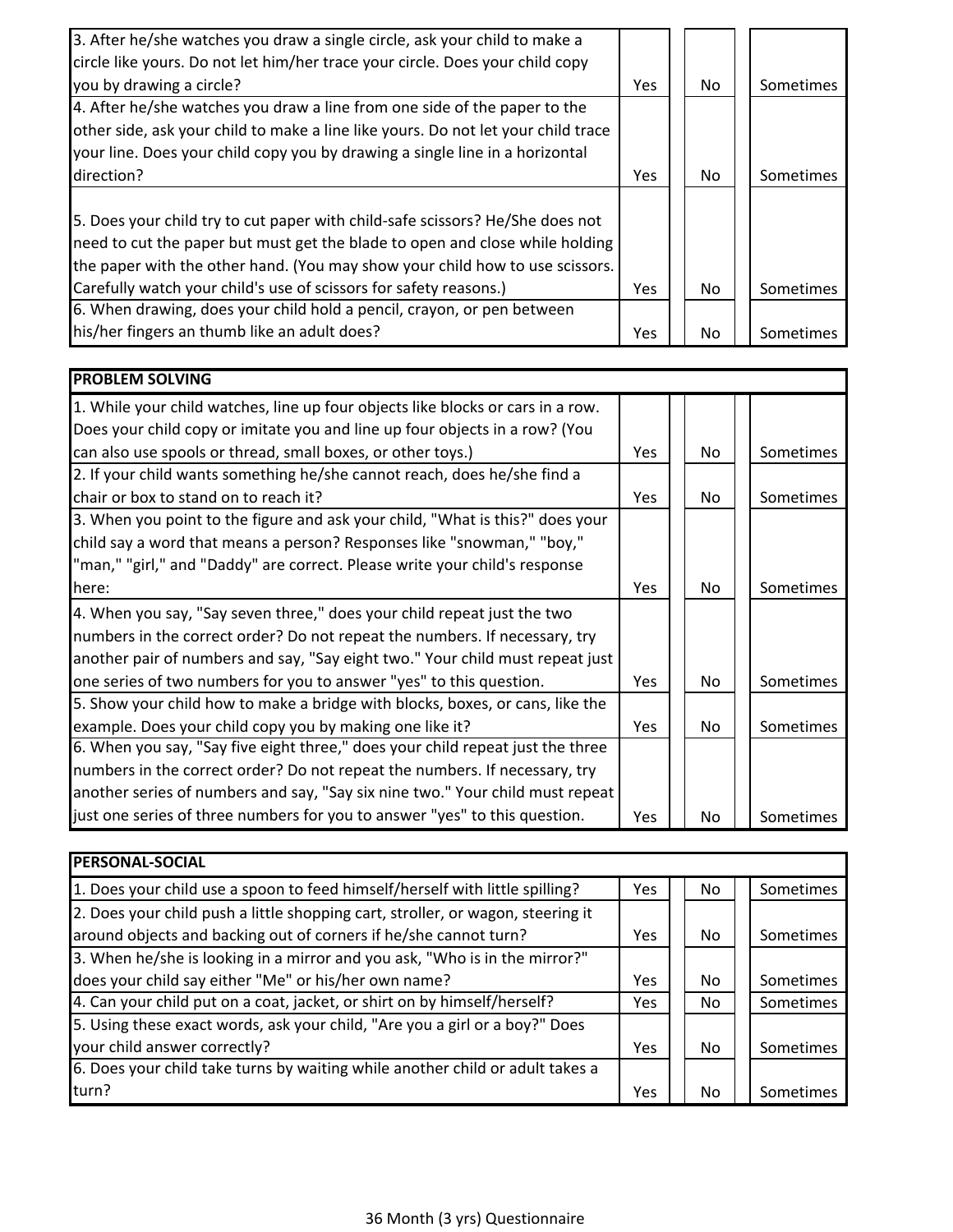| | | | |
|---|---|---|---|
| 3. After he/she watches you draw a single circle, ask your child to make a circle like yours. Do not let him/her trace your circle. Does your child copy you by drawing a circle? | Yes | No | Sometimes |
| 4. After he/she watches you draw a line from one side of the paper to the other side, ask your child to make a line like yours. Do not let your child trace your line. Does your child copy you by drawing a single line in a horizontal direction? | Yes | No | Sometimes |
| 5. Does your child try to cut paper with child-safe scissors? He/She does not need to cut the paper but must get the blade to open and close while holding the paper with the other hand. (You may show your child how to use scissors. Carefully watch your child's use of scissors for safety reasons.) | Yes | No | Sometimes |
| 6. When drawing, does your child hold a pencil, crayon, or pen between his/her fingers an thumb like an adult does? | Yes | No | Sometimes |

| **PROBLEM SOLVING** | | | |
|---|---|---|---|
| 1. While your child watches, line up four objects like blocks or cars in a row. Does your child copy or imitate you and line up four objects in a row? (You can also use spools or thread, small boxes, or other toys.) | Yes | No | Sometimes |
| 2. If your child wants something he/she cannot reach, does he/she find a chair or box to stand on to reach it? | Yes | No | Sometimes |
| 3. When you point to the figure and ask your child, "What is this?" does your child say a word that means a person? Responses like "snowman," "boy," "man," "girl," and "Daddy" are correct. Please write your child's response here: | Yes | No | Sometimes |
| 4. When you say, "Say seven three," does your child repeat just the two numbers in the correct order? Do not repeat the numbers. If necessary, try another pair of numbers and say, "Say eight two." Your child must repeat just one series of two numbers for you to answer "yes" to this question. | Yes | No | Sometimes |
| 5. Show your child how to make a bridge with blocks, boxes, or cans, like the example. Does your child copy you by making one like it? | Yes | No | Sometimes |
| 6. When you say, "Say five eight three," does your child repeat just the three numbers in the correct order? Do not repeat the numbers. If necessary, try another series of numbers and say, "Say six nine two." Your child must repeat just one series of three numbers for you to answer "yes" to this question. | Yes | No | Sometimes |

| **PERSONAL-SOCIAL** | | | |
|---|---|---|---|
| 1. Does your child use a spoon to feed himself/herself with little spilling? | Yes | No | Sometimes |
| 2. Does your child push a little shopping cart, stroller, or wagon, steering it around objects and backing out of corners if he/she cannot turn? | Yes | No | Sometimes |
| 3. When he/she is looking in a mirror and you ask, "Who is in the mirror?" does your child say either "Me" or his/her own name? | Yes | No | Sometimes |
| 4. Can your child put on a coat, jacket, or shirt on by himself/herself? | Yes | No | Sometimes |
| 5. Using these exact words, ask your child, "Are you a girl or a boy?" Does your child answer correctly? | Yes | No | Sometimes |
| 6. Does your child take turns by waiting while another child or adult takes a turn? | Yes | No | Sometimes |

36 Month (3 yrs) Questionnaire